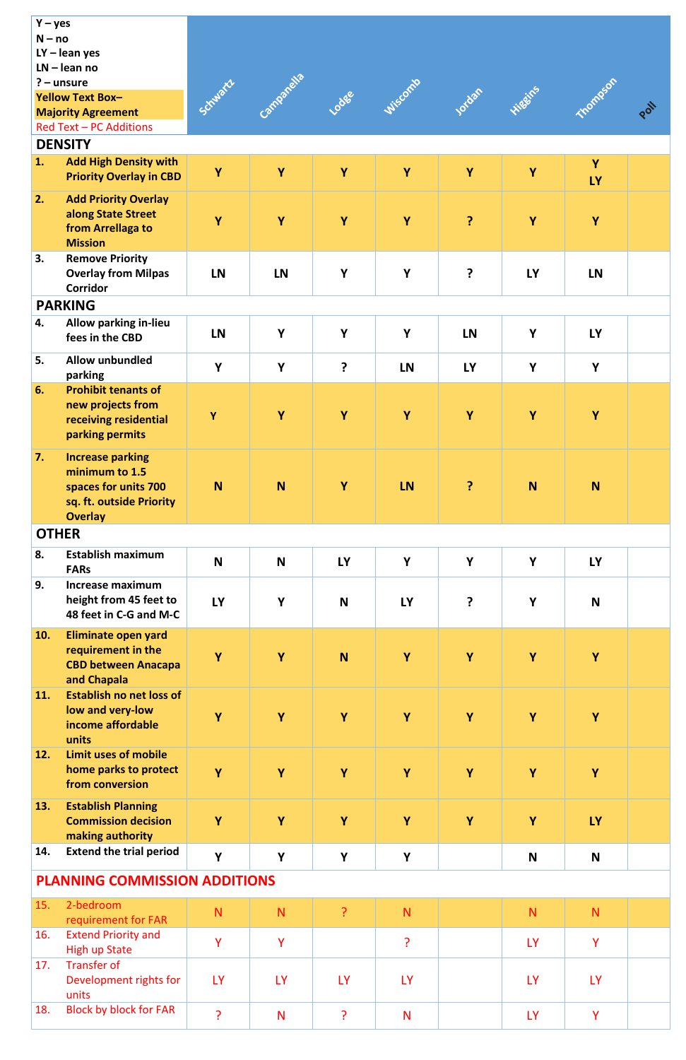| Y – yes<br>N – no<br>LY – lean yes<br>LN – lean no<br>? – unsure<br>Yellow Text Box– Majority Agreement<br>Red Text – PC Additions | Schwartz | Campanella | Lodge | Wiscomb | Jordan | Higgins | Thompson | Poll |
|---|---|---|---|---|---|---|---|---|
| **DENSITY** | | | | | | | | |
| **1. Add High Density with Priority Overlay in CBD** | Y | Y | Y | Y | Y | Y | Y LY | |
| **2. Add Priority Overlay along State Street from Arrellaga to Mission** | Y | Y | Y | Y | ? | Y | Y | |
| **3. Remove Priority Overlay from Milpas Corridor** | LN | LN | Y | Y | ? | LY | LN | |
| **PARKING** | | | | | | | | |
| **4. Allow parking in-lieu fees in the CBD** | LN | Y | Y | Y | LN | Y | LY | |
| **5. Allow unbundled parking** | Y | Y | ? | LN | LY | Y | Y | |
| **6. Prohibit tenants of new projects from receiving residential parking permits** | Y | Y | Y | Y | Y | Y | Y | |
| **7. Increase parking minimum to 1.5 spaces for units 700 sq. ft. outside Priority Overlay** | N | N | Y | LN | ? | N | N | |
| **OTHER** | | | | | | | | |
| **8. Establish maximum FARs** | N | N | LY | Y | Y | Y | LY | |
| **9. Increase maximum height from 45 feet to 48 feet in C-G and M-C** | LY | Y | N | LY | ? | Y | N | |
| **10. Eliminate open yard requirement in the CBD between Anacapa and Chapala** | Y | Y | N | Y | Y | Y | Y | |
| **11. Establish no net loss of low and very-low income affordable units** | Y | Y | Y | Y | Y | Y | Y | |
| **12. Limit uses of mobile home parks to protect from conversion** | Y | Y | Y | Y | Y | Y | Y | |
| **13. Establish Planning Commission decision making authority** | Y | Y | Y | Y | Y | Y | LY | |
| **14. Extend the trial period** | Y | Y | Y | Y | | N | N | |
| **PLANNING COMMISSION ADDITIONS** | | | | | | | | |
| 15. 2-bedroom requirement for FAR | N | N | ? | N | | N | N | |
| 16. Extend Priority and High up State | Y | Y | | ? | | LY | Y | |
| 17. Transfer of Development rights for units | LY | LY | LY | LY | | LY | LY | |
| 18. Block by block for FAR | ? | N | ? | N | | LY | Y | |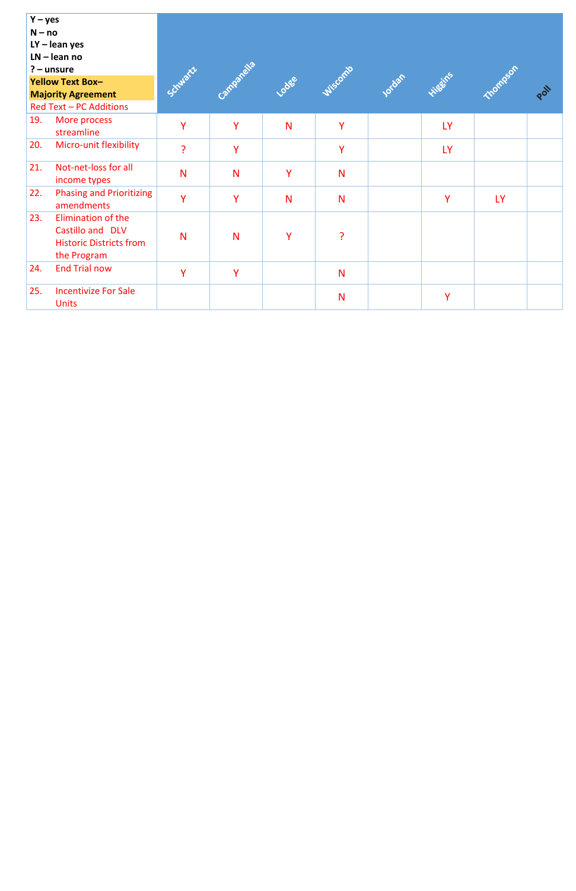| Y – yes<br>N – no<br>LY – lean yes<br>LN – lean no<br>? – unsure<br>**Yellow Text Box– Majority Agreement**<br>Red Text – PC Additions | Schwartz | Campanella | Lodge | Wiscomb | Jordan | Higgins | Thompson | Poll |
|---|---|---|---|---|---|---|---|---|
| 19. More process streamline | Y | Y | N | Y | | LY | | |
| 20. Micro-unit flexibility | ? | Y | | Y | | LY | | |
| 21. Not-net-loss for all income types | N | N | Y | N | | | | |
| 22. Phasing and Prioritizing amendments | Y | Y | N | N | | Y | LY | |
| 23. Elimination of the Castillo and DLV Historic Districts from the Program | N | N | Y | ? | | | | |
| 24. End Trial now | Y | Y | | N | | | | |
| 25. Incentivize For Sale Units | | | | N | | Y | | |